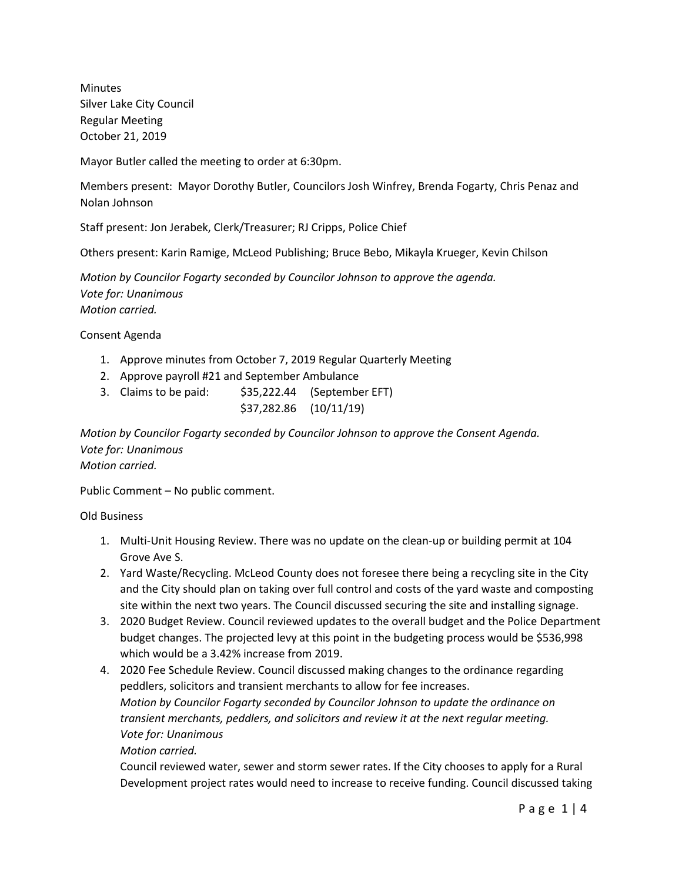Minutes
Silver Lake City Council
Regular Meeting
October 21, 2019

Mayor Butler called the meeting to order at 6:30pm.

Members present: Mayor Dorothy Butler, Councilors Josh Winfrey, Brenda Fogarty, Chris Penaz and Nolan Johnson

Staff present: Jon Jerabek, Clerk/Treasurer; RJ Cripps, Police Chief

Others present: Karin Ramige, McLeod Publishing; Bruce Bebo, Mikayla Krueger, Kevin Chilson

*Motion by Councilor Fogarty seconded by Councilor Johnson to approve the agenda.*
*Vote for: Unanimous*
*Motion carried.*

Consent Agenda

1. Approve minutes from October 7, 2019 Regular Quarterly Meeting
2. Approve payroll #21 and September Ambulance
3. Claims to be paid: $35,222.44 (September EFT)
   $37,282.86 (10/11/19)

*Motion by Councilor Fogarty seconded by Councilor Johnson to approve the Consent Agenda.*
*Vote for: Unanimous*
*Motion carried.*

Public Comment – No public comment.

Old Business

1. Multi-Unit Housing Review. There was no update on the clean-up or building permit at 104 Grove Ave S.
2. Yard Waste/Recycling. McLeod County does not foresee there being a recycling site in the City and the City should plan on taking over full control and costs of the yard waste and composting site within the next two years. The Council discussed securing the site and installing signage.
3. 2020 Budget Review. Council reviewed updates to the overall budget and the Police Department budget changes. The projected levy at this point in the budgeting process would be $536,998 which would be a 3.42% increase from 2019.
4. 2020 Fee Schedule Review. Council discussed making changes to the ordinance regarding peddlers, solicitors and transient merchants to allow for fee increases.
   *Motion by Councilor Fogarty seconded by Councilor Johnson to update the ordinance on transient merchants, peddlers, and solicitors and review it at the next regular meeting.*
   *Vote for: Unanimous*
   *Motion carried.*
   Council reviewed water, sewer and storm sewer rates. If the City chooses to apply for a Rural Development project rates would need to increase to receive funding. Council discussed taking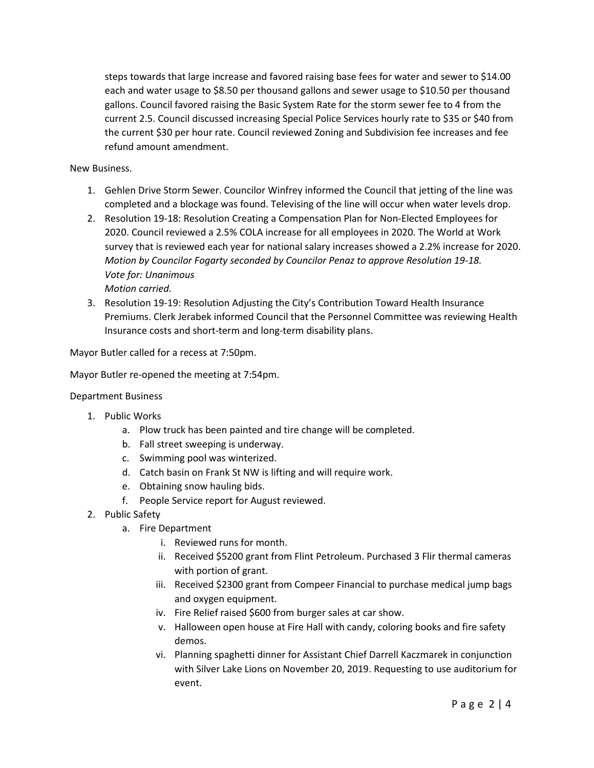steps towards that large increase and favored raising base fees for water and sewer to $14.00 each and water usage to $8.50 per thousand gallons and sewer usage to $10.50 per thousand gallons. Council favored raising the Basic System Rate for the storm sewer fee to 4 from the current 2.5. Council discussed increasing Special Police Services hourly rate to $35 or $40 from the current $30 per hour rate. Council reviewed Zoning and Subdivision fee increases and fee refund amount amendment.

New Business.

1. Gehlen Drive Storm Sewer. Councilor Winfrey informed the Council that jetting of the line was completed and a blockage was found. Televising of the line will occur when water levels drop.
2. Resolution 19-18: Resolution Creating a Compensation Plan for Non-Elected Employees for 2020. Council reviewed a 2.5% COLA increase for all employees in 2020. The World at Work survey that is reviewed each year for national salary increases showed a 2.2% increase for 2020.
   *Motion by Councilor Fogarty seconded by Councilor Penaz to approve Resolution 19-18.*
   *Vote for: Unanimous*
   *Motion carried.*
3. Resolution 19-19: Resolution Adjusting the City's Contribution Toward Health Insurance Premiums. Clerk Jerabek informed Council that the Personnel Committee was reviewing Health Insurance costs and short-term and long-term disability plans.

Mayor Butler called for a recess at 7:50pm.

Mayor Butler re-opened the meeting at 7:54pm.

Department Business

1. Public Works
   a. Plow truck has been painted and tire change will be completed.
   b. Fall street sweeping is underway.
   c. Swimming pool was winterized.
   d. Catch basin on Frank St NW is lifting and will require work.
   e. Obtaining snow hauling bids.
   f. People Service report for August reviewed.
2. Public Safety
   a. Fire Department
      i. Reviewed runs for month.
      ii. Received $5200 grant from Flint Petroleum. Purchased 3 Flir thermal cameras with portion of grant.
      iii. Received $2300 grant from Compeer Financial to purchase medical jump bags and oxygen equipment.
      iv. Fire Relief raised $600 from burger sales at car show.
      v. Halloween open house at Fire Hall with candy, coloring books and fire safety demos.
      vi. Planning spaghetti dinner for Assistant Chief Darrell Kaczmarek in conjunction with Silver Lake Lions on November 20, 2019. Requesting to use auditorium for event.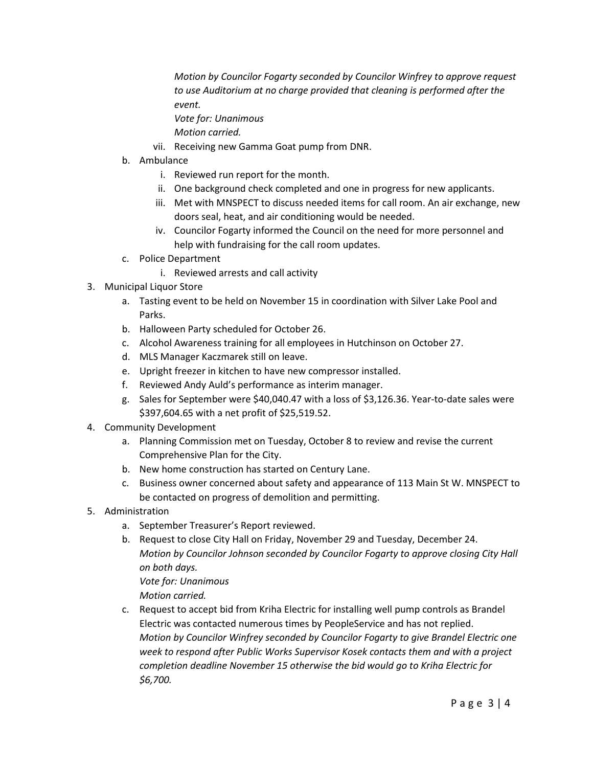*Motion by Councilor Fogarty seconded by Councilor Winfrey to approve request to use Auditorium at no charge provided that cleaning is performed after the event.*
*Vote for: Unanimous*
*Motion carried.*

vii. Receiving new Gamma Goat pump from DNR.

b. Ambulance
   i. Reviewed run report for the month.
   ii. One background check completed and one in progress for new applicants.
   iii. Met with MNSPECT to discuss needed items for call room. An air exchange, new doors seal, heat, and air conditioning would be needed.
   iv. Councilor Fogarty informed the Council on the need for more personnel and help with fundraising for the call room updates.

c. Police Department
   i. Reviewed arrests and call activity

3. Municipal Liquor Store
   a. Tasting event to be held on November 15 in coordination with Silver Lake Pool and Parks.
   b. Halloween Party scheduled for October 26.
   c. Alcohol Awareness training for all employees in Hutchinson on October 27.
   d. MLS Manager Kaczmarek still on leave.
   e. Upright freezer in kitchen to have new compressor installed.
   f. Reviewed Andy Auld's performance as interim manager.
   g. Sales for September were $40,040.47 with a loss of $3,126.36. Year-to-date sales were $397,604.65 with a net profit of $25,519.52.

4. Community Development
   a. Planning Commission met on Tuesday, October 8 to review and revise the current Comprehensive Plan for the City.
   b. New home construction has started on Century Lane.
   c. Business owner concerned about safety and appearance of 113 Main St W. MNSPECT to be contacted on progress of demolition and permitting.

5. Administration
   a. September Treasurer's Report reviewed.
   b. Request to close City Hall on Friday, November 29 and Tuesday, December 24.
      *Motion by Councilor Johnson seconded by Councilor Fogarty to approve closing City Hall on both days.*
      *Vote for: Unanimous*
      *Motion carried.*
   c. Request to accept bid from Kriha Electric for installing well pump controls as Brandel Electric was contacted numerous times by PeopleService and has not replied.
      *Motion by Councilor Winfrey seconded by Councilor Fogarty to give Brandel Electric one week to respond after Public Works Supervisor Kosek contacts them and with a project completion deadline November 15 otherwise the bid would go to Kriha Electric for $6,700.*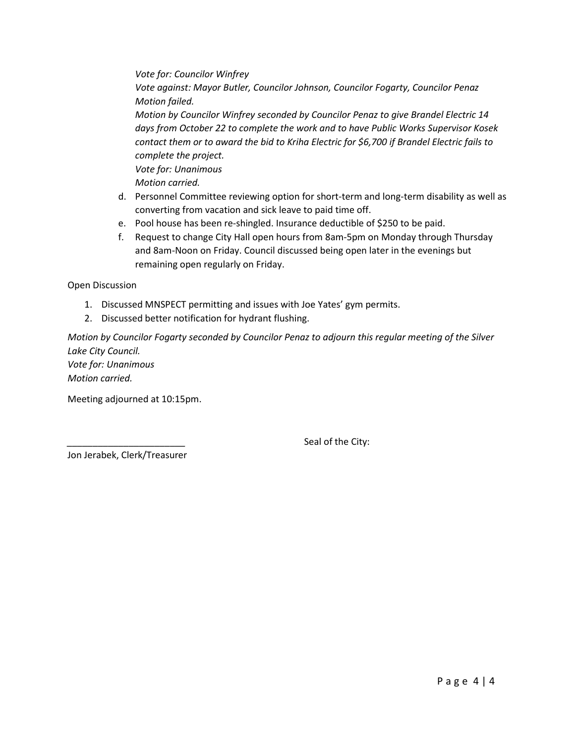*Vote for: Councilor Winfrey*
*Vote against: Mayor Butler, Councilor Johnson, Councilor Fogarty, Councilor Penaz*
*Motion failed.*
*Motion by Councilor Winfrey seconded by Councilor Penaz to give Brandel Electric 14 days from October 22 to complete the work and to have Public Works Supervisor Kosek contact them or to award the bid to Kriha Electric for $6,700 if Brandel Electric fails to complete the project.*
*Vote for: Unanimous*
*Motion carried.*

d. Personnel Committee reviewing option for short-term and long-term disability as well as converting from vacation and sick leave to paid time off.
e. Pool house has been re-shingled. Insurance deductible of $250 to be paid.
f. Request to change City Hall open hours from 8am-5pm on Monday through Thursday and 8am-Noon on Friday. Council discussed being open later in the evenings but remaining open regularly on Friday.

Open Discussion

1. Discussed MNSPECT permitting and issues with Joe Yates' gym permits.
2. Discussed better notification for hydrant flushing.

*Motion by Councilor Fogarty seconded by Councilor Penaz to adjourn this regular meeting of the Silver Lake City Council.*
*Vote for: Unanimous*
*Motion carried.*

Meeting adjourned at 10:15pm.

_______________________ Seal of the City:

Jon Jerabek, Clerk/Treasurer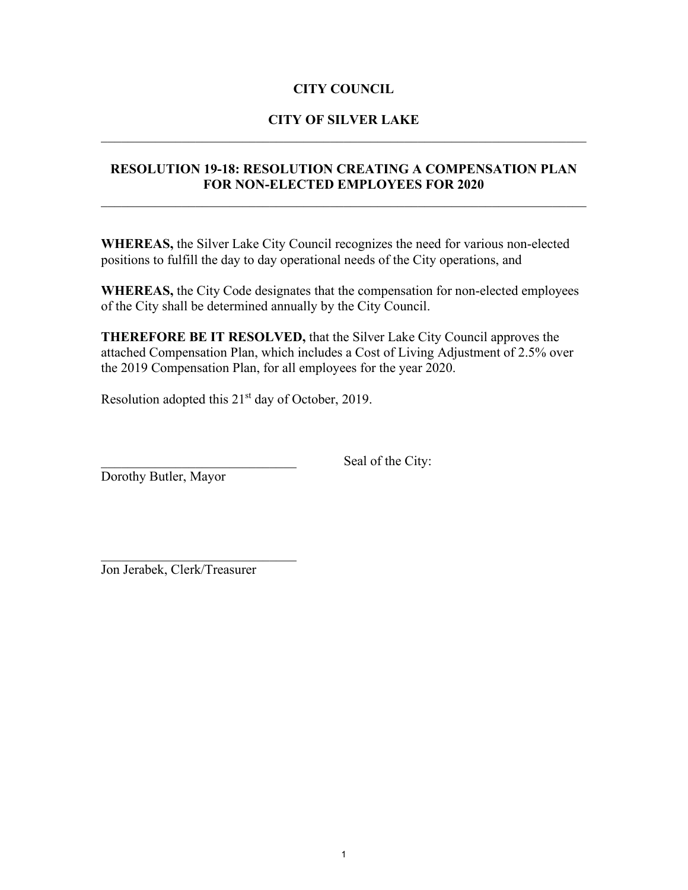**CITY COUNCIL**

**CITY OF SILVER LAKE**

---

**RESOLUTION 19-18: RESOLUTION CREATING A COMPENSATION PLAN FOR NON-ELECTED EMPLOYEES FOR 2020**

---

**WHEREAS,** the Silver Lake City Council recognizes the need for various non-elected positions to fulfill the day to day operational needs of the City operations, and

**WHEREAS,** the City Code designates that the compensation for non-elected employees of the City shall be determined annually by the City Council.

**THEREFORE BE IT RESOLVED,** that the Silver Lake City Council approves the attached Compensation Plan, which includes a Cost of Living Adjustment of 2.5% over the 2019 Compensation Plan, for all employees for the year 2020.

Resolution adopted this 21st day of October, 2019.

______________________________ Seal of the City:
Dorothy Butler, Mayor

______________________________
Jon Jerabek, Clerk/Treasurer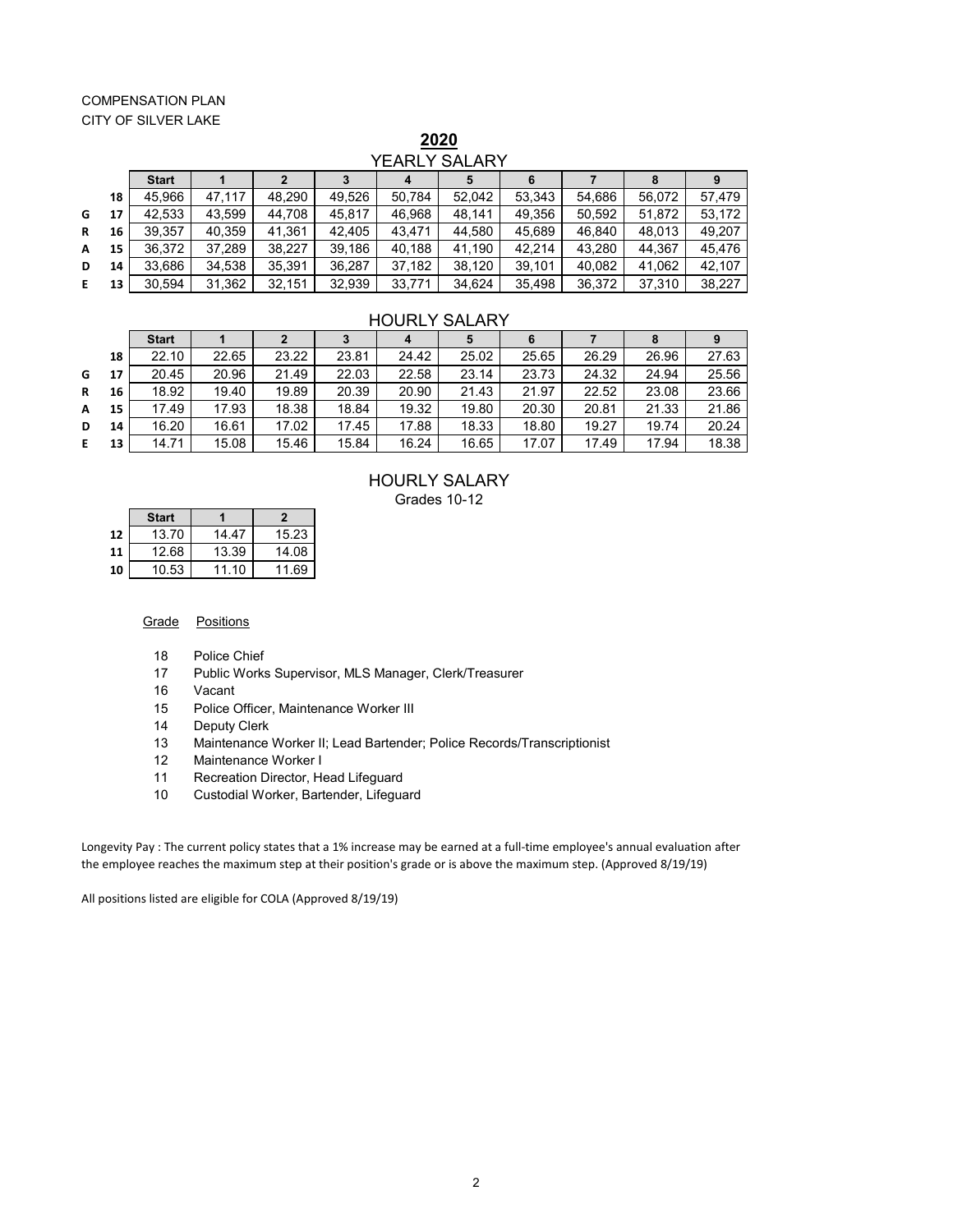COMPENSATION PLAN
CITY OF SILVER LAKE

## 2020

### YEARLY SALARY

| | | Start | 1 | 2 | 3 | 4 | 5 | 6 | 7 | 8 | 9 |
|---|---|---|---|---|---|---|---|---|---|---|---|
| | 18 | 45,966 | 47,117 | 48,290 | 49,526 | 50,784 | 52,042 | 53,343 | 54,686 | 56,072 | 57,479 |
| G | 17 | 42,533 | 43,599 | 44,708 | 45,817 | 46,968 | 48,141 | 49,356 | 50,592 | 51,872 | 53,172 |
| R | 16 | 39,357 | 40,359 | 41,361 | 42,405 | 43,471 | 44,580 | 45,689 | 46,840 | 48,013 | 49,207 |
| A | 15 | 36,372 | 37,289 | 38,227 | 39,186 | 40,188 | 41,190 | 42,214 | 43,280 | 44,367 | 45,476 |
| D | 14 | 33,686 | 34,538 | 35,391 | 36,287 | 37,182 | 38,120 | 39,101 | 40,082 | 41,062 | 42,107 |
| E | 13 | 30,594 | 31,362 | 32,151 | 32,939 | 33,771 | 34,624 | 35,498 | 36,372 | 37,310 | 38,227 |

### HOURLY SALARY

| | | Start | 1 | 2 | 3 | 4 | 5 | 6 | 7 | 8 | 9 |
|---|---|---|---|---|---|---|---|---|---|---|---|
| | 18 | 22.10 | 22.65 | 23.22 | 23.81 | 24.42 | 25.02 | 25.65 | 26.29 | 26.96 | 27.63 |
| G | 17 | 20.45 | 20.96 | 21.49 | 22.03 | 22.58 | 23.14 | 23.73 | 24.32 | 24.94 | 25.56 |
| R | 16 | 18.92 | 19.40 | 19.89 | 20.39 | 20.90 | 21.43 | 21.97 | 22.52 | 23.08 | 23.66 |
| A | 15 | 17.49 | 17.93 | 18.38 | 18.84 | 19.32 | 19.80 | 20.30 | 20.81 | 21.33 | 21.86 |
| D | 14 | 16.20 | 16.61 | 17.02 | 17.45 | 17.88 | 18.33 | 18.80 | 19.27 | 19.74 | 20.24 |
| E | 13 | 14.71 | 15.08 | 15.46 | 15.84 | 16.24 | 16.65 | 17.07 | 17.49 | 17.94 | 18.38 |

### HOURLY SALARY
Grades 10-12

| | Start | 1 | 2 |
|---|---|---|---|
| 12 | 13.70 | 14.47 | 15.23 |
| 11 | 12.68 | 13.39 | 14.08 |
| 10 | 10.53 | 11.10 | 11.69 |

| Grade | Positions |
|---|---|
| 18 | Police Chief |
| 17 | Public Works Supervisor, MLS Manager, Clerk/Treasurer |
| 16 | Vacant |
| 15 | Police Officer, Maintenance Worker III |
| 14 | Deputy Clerk |
| 13 | Maintenance Worker II; Lead Bartender; Police Records/Transcriptionist |
| 12 | Maintenance Worker I |
| 11 | Recreation Director, Head Lifeguard |
| 10 | Custodial Worker, Bartender, Lifeguard |

Longevity Pay : The current policy states that a 1% increase may be earned at a full-time employee's annual evaluation after the employee reaches the maximum step at their position's grade or is above the maximum step. (Approved 8/19/19)

All positions listed are eligible for COLA (Approved 8/19/19)